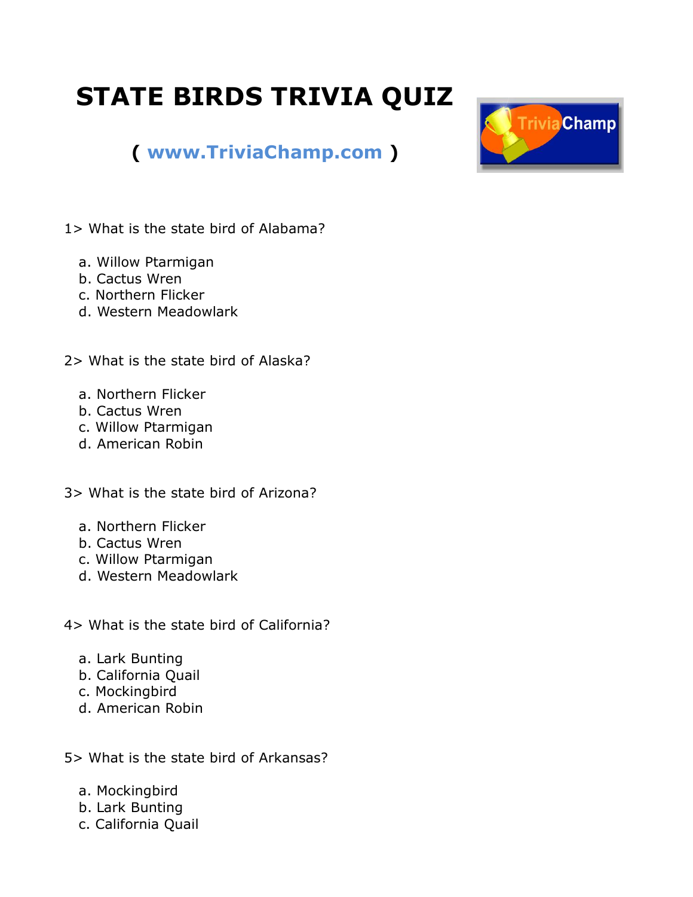# STATE BIRDS TRIVIA QUIZ

( www.TriviaChamp.com )

1> What is the state bird of Alabama?

a. Willow Ptarmigan
b. Cactus Wren
c. Northern Flicker
d. Western Meadowlark

2> What is the state bird of Alaska?

a. Northern Flicker
b. Cactus Wren
c. Willow Ptarmigan
d. American Robin

3> What is the state bird of Arizona?

a. Northern Flicker
b. Cactus Wren
c. Willow Ptarmigan
d. Western Meadowlark

4> What is the state bird of California?

a. Lark Bunting
b. California Quail
c. Mockingbird
d. American Robin

5> What is the state bird of Arkansas?

a. Mockingbird
b. Lark Bunting
c. California Quail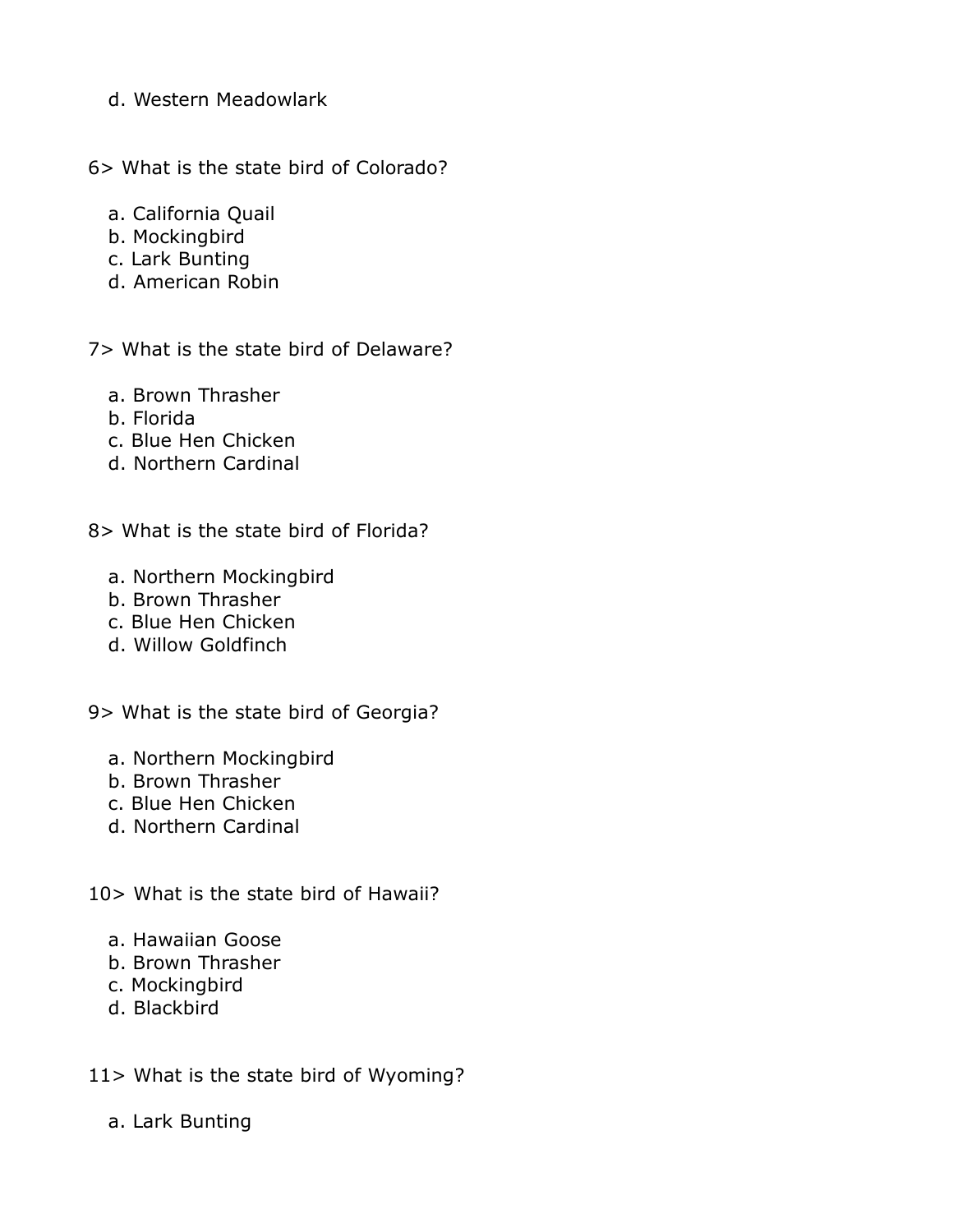d. Western Meadowlark

6> What is the state bird of Colorado?

a. California Quail
b. Mockingbird
c. Lark Bunting
d. American Robin

7> What is the state bird of Delaware?

a. Brown Thrasher
b. Florida
c. Blue Hen Chicken
d. Northern Cardinal

8> What is the state bird of Florida?

a. Northern Mockingbird
b. Brown Thrasher
c. Blue Hen Chicken
d. Willow Goldfinch

9> What is the state bird of Georgia?

a. Northern Mockingbird
b. Brown Thrasher
c. Blue Hen Chicken
d. Northern Cardinal

10> What is the state bird of Hawaii?

a. Hawaiian Goose
b. Brown Thrasher
c. Mockingbird
d. Blackbird

11> What is the state bird of Wyoming?

a. Lark Bunting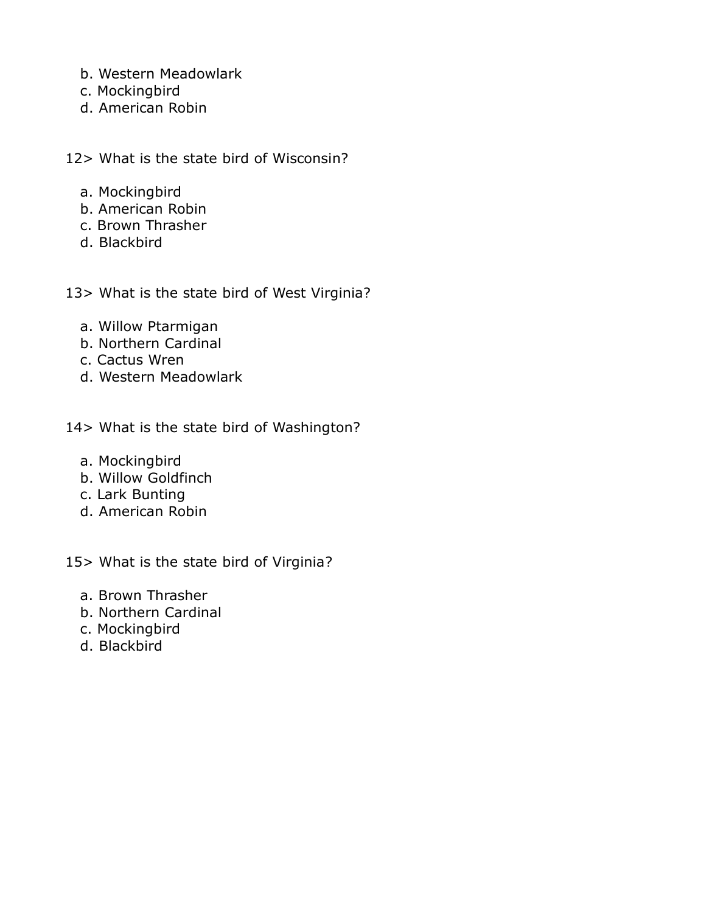b. Western Meadowlark
c. Mockingbird
d. American Robin

12> What is the state bird of Wisconsin?

a. Mockingbird
b. American Robin
c. Brown Thrasher
d. Blackbird

13> What is the state bird of West Virginia?

a. Willow Ptarmigan
b. Northern Cardinal
c. Cactus Wren
d. Western Meadowlark

14> What is the state bird of Washington?

a. Mockingbird
b. Willow Goldfinch
c. Lark Bunting
d. American Robin

15> What is the state bird of Virginia?

a. Brown Thrasher
b. Northern Cardinal
c. Mockingbird
d. Blackbird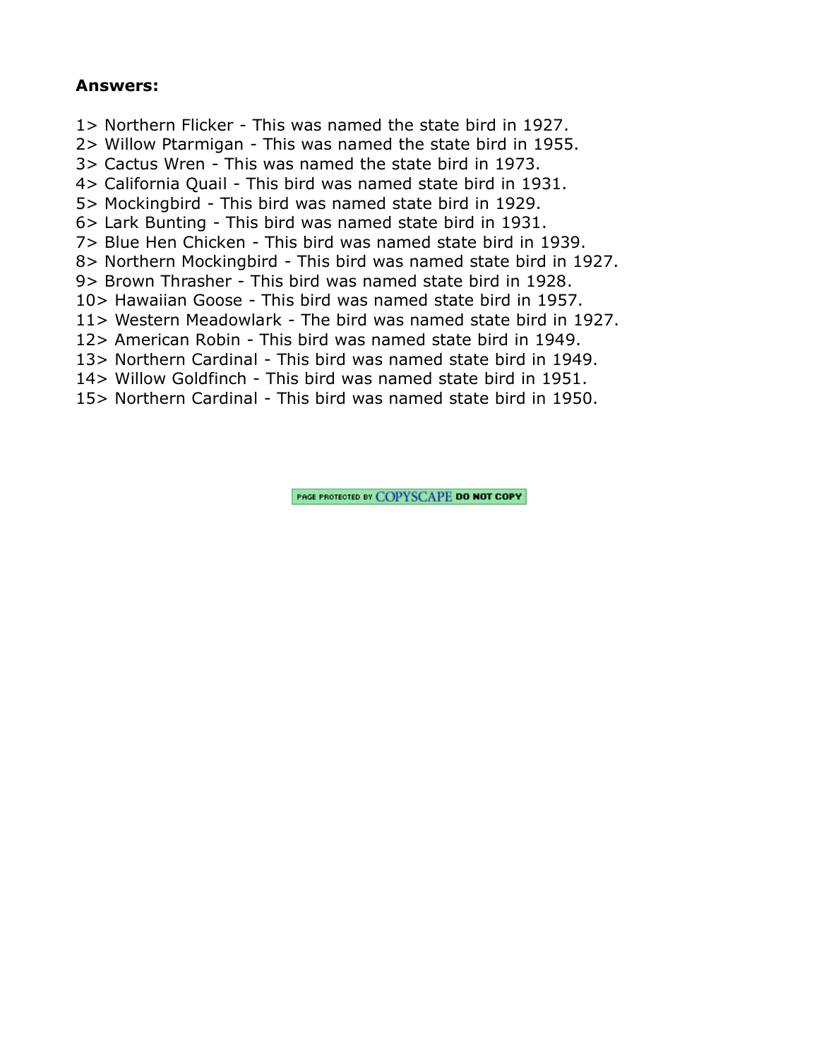**Answers:**

1> Northern Flicker - This was named the state bird in 1927.
2> Willow Ptarmigan - This was named the state bird in 1955.
3> Cactus Wren - This was named the state bird in 1973.
4> California Quail - This bird was named state bird in 1931.
5> Mockingbird - This bird was named state bird in 1929.
6> Lark Bunting - This bird was named state bird in 1931.
7> Blue Hen Chicken - This bird was named state bird in 1939.
8> Northern Mockingbird - This bird was named state bird in 1927.
9> Brown Thrasher - This bird was named state bird in 1928.
10> Hawaiian Goose - This bird was named state bird in 1957.
11> Western Meadowlark - The bird was named state bird in 1927.
12> American Robin - This bird was named state bird in 1949.
13> Northern Cardinal - This bird was named state bird in 1949.
14> Willow Goldfinch - This bird was named state bird in 1951.
15> Northern Cardinal - This bird was named state bird in 1950.

PAGE PROTECTED BY COPYSCAPE DO NOT COPY